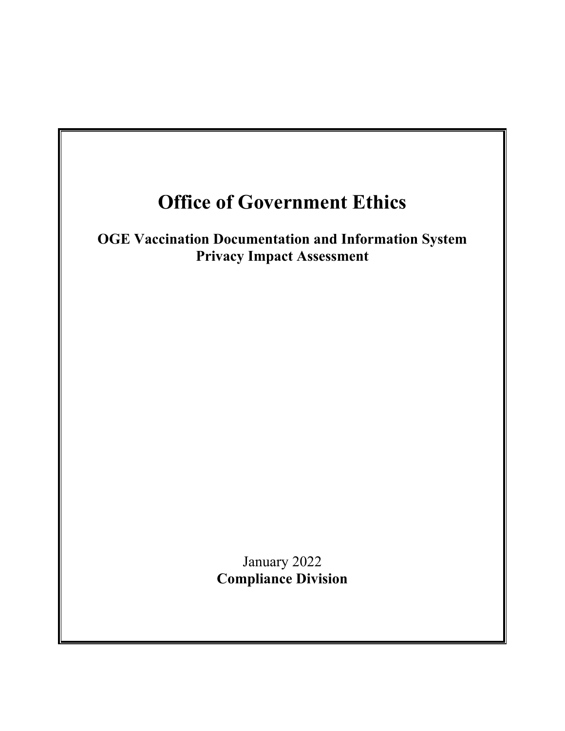# Office of Government Ethics

**OGE Vaccination Documentation and Information System**
**Privacy Impact Assessment**

January 2022
**Compliance Division**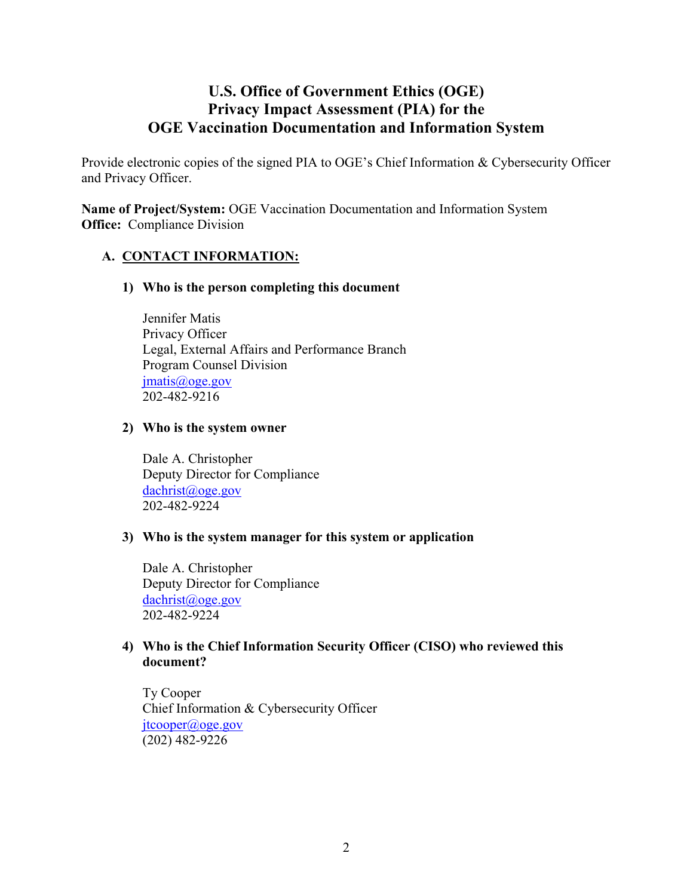# U.S. Office of Government Ethics (OGE) Privacy Impact Assessment (PIA) for the OGE Vaccination Documentation and Information System

Provide electronic copies of the signed PIA to OGE's Chief Information & Cybersecurity Officer and Privacy Officer.

**Name of Project/System:** OGE Vaccination Documentation and Information System
**Office:** Compliance Division

## A. CONTACT INFORMATION:

### 1) Who is the person completing this document

Jennifer Matis
Privacy Officer
Legal, External Affairs and Performance Branch
Program Counsel Division
jmatis@oge.gov
202-482-9216

### 2) Who is the system owner

Dale A. Christopher
Deputy Director for Compliance
dachrist@oge.gov
202-482-9224

### 3) Who is the system manager for this system or application

Dale A. Christopher
Deputy Director for Compliance
dachrist@oge.gov
202-482-9224

### 4) Who is the Chief Information Security Officer (CISO) who reviewed this document?

Ty Cooper
Chief Information & Cybersecurity Officer
jtcooper@oge.gov
(202) 482-9226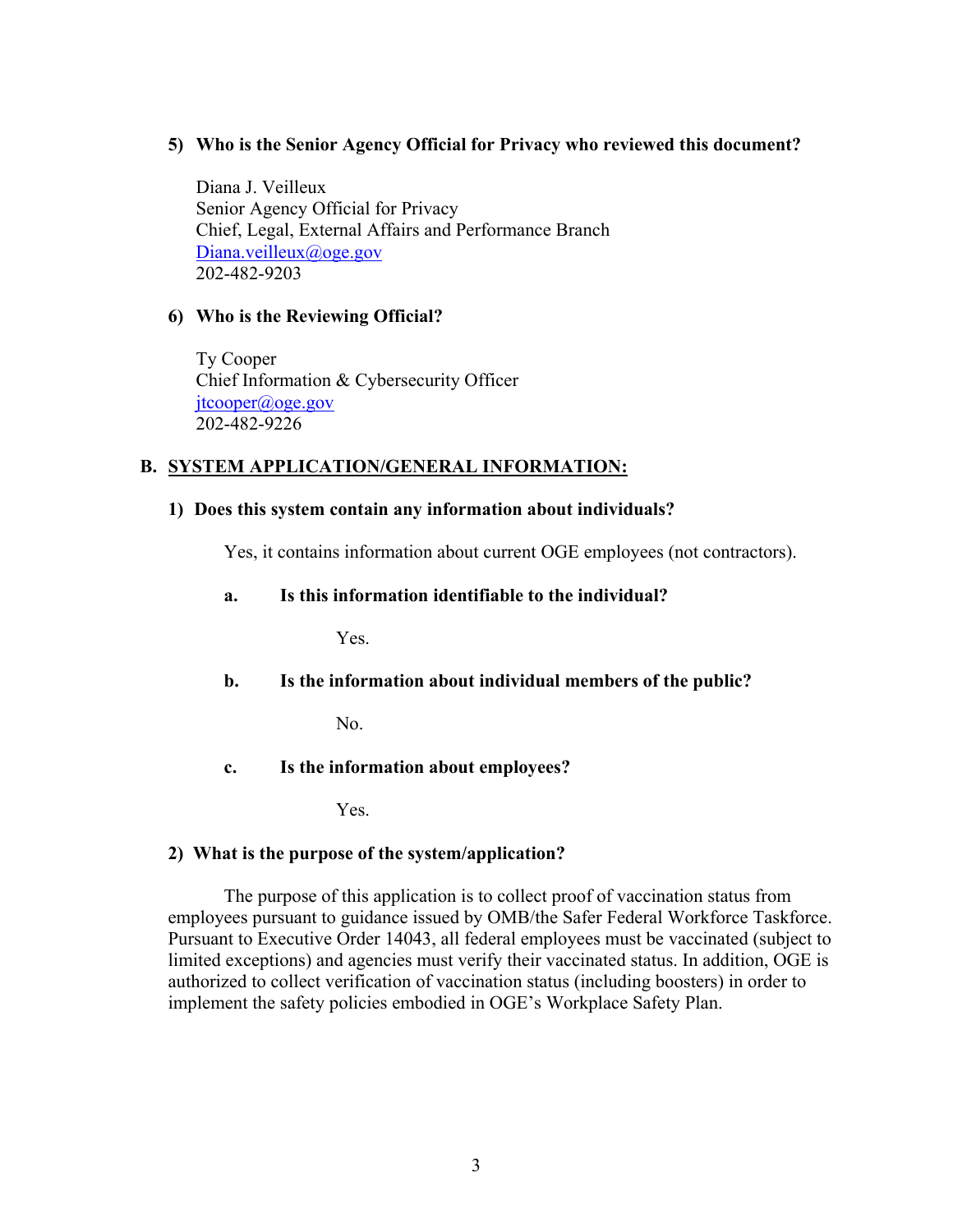**5) Who is the Senior Agency Official for Privacy who reviewed this document?**

Diana J. Veilleux
Senior Agency Official for Privacy
Chief, Legal, External Affairs and Performance Branch
Diana.veilleux@oge.gov
202-482-9203

**6) Who is the Reviewing Official?**

Ty Cooper
Chief Information & Cybersecurity Officer
jtcooper@oge.gov
202-482-9226

## B. SYSTEM APPLICATION/GENERAL INFORMATION:

**1) Does this system contain any information about individuals?**

Yes, it contains information about current OGE employees (not contractors).

**a. Is this information identifiable to the individual?**

Yes.

**b. Is the information about individual members of the public?**

No.

**c. Is the information about employees?**

Yes.

**2) What is the purpose of the system/application?**

The purpose of this application is to collect proof of vaccination status from employees pursuant to guidance issued by OMB/the Safer Federal Workforce Taskforce. Pursuant to Executive Order 14043, all federal employees must be vaccinated (subject to limited exceptions) and agencies must verify their vaccinated status. In addition, OGE is authorized to collect verification of vaccination status (including boosters) in order to implement the safety policies embodied in OGE's Workplace Safety Plan.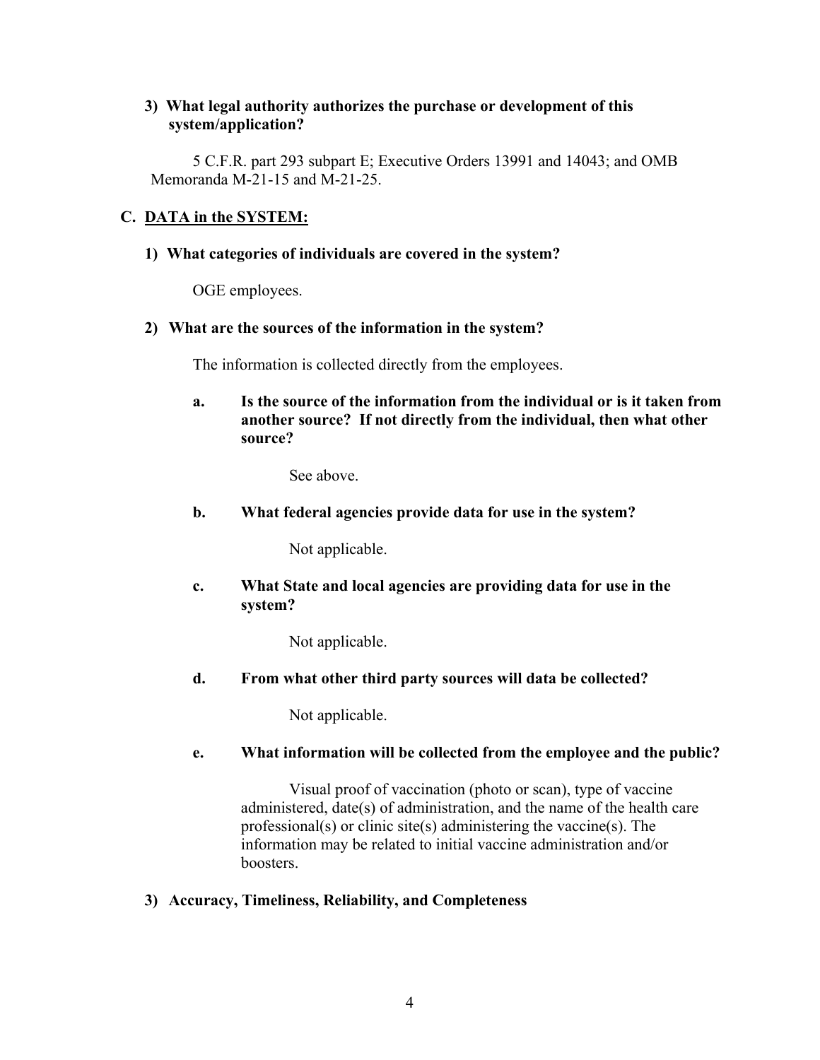**3) What legal authority authorizes the purchase or development of this system/application?**

5 C.F.R. part 293 subpart E; Executive Orders 13991 and 14043; and OMB Memoranda M-21-15 and M-21-25.

## C. DATA in the SYSTEM:

**1) What categories of individuals are covered in the system?**

OGE employees.

**2) What are the sources of the information in the system?**

The information is collected directly from the employees.

**a. Is the source of the information from the individual or is it taken from another source? If not directly from the individual, then what other source?**

See above.

**b. What federal agencies provide data for use in the system?**

Not applicable.

**c. What State and local agencies are providing data for use in the system?**

Not applicable.

**d. From what other third party sources will data be collected?**

Not applicable.

**e. What information will be collected from the employee and the public?**

Visual proof of vaccination (photo or scan), type of vaccine administered, date(s) of administration, and the name of the health care professional(s) or clinic site(s) administering the vaccine(s). The information may be related to initial vaccine administration and/or boosters.

**3) Accuracy, Timeliness, Reliability, and Completeness**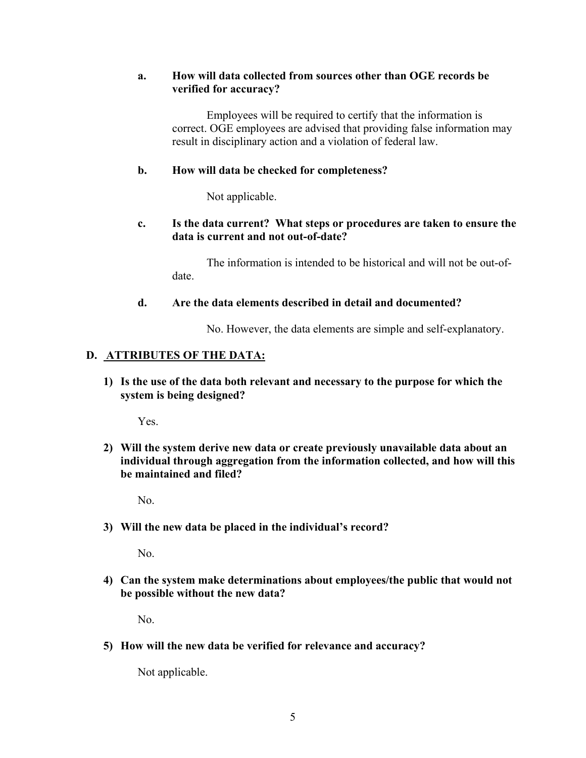**a. How will data collected from sources other than OGE records be verified for accuracy?**

Employees will be required to certify that the information is correct. OGE employees are advised that providing false information may result in disciplinary action and a violation of federal law.

**b. How will data be checked for completeness?**

Not applicable.

**c. Is the data current? What steps or procedures are taken to ensure the data is current and not out-of-date?**

The information is intended to be historical and will not be out-of-date.

**d. Are the data elements described in detail and documented?**

No. However, the data elements are simple and self-explanatory.

## D. ATTRIBUTES OF THE DATA:

**1) Is the use of the data both relevant and necessary to the purpose for which the system is being designed?**

Yes.

**2) Will the system derive new data or create previously unavailable data about an individual through aggregation from the information collected, and how will this be maintained and filed?**

No.

**3) Will the new data be placed in the individual's record?**

No.

**4) Can the system make determinations about employees/the public that would not be possible without the new data?**

No.

**5) How will the new data be verified for relevance and accuracy?**

Not applicable.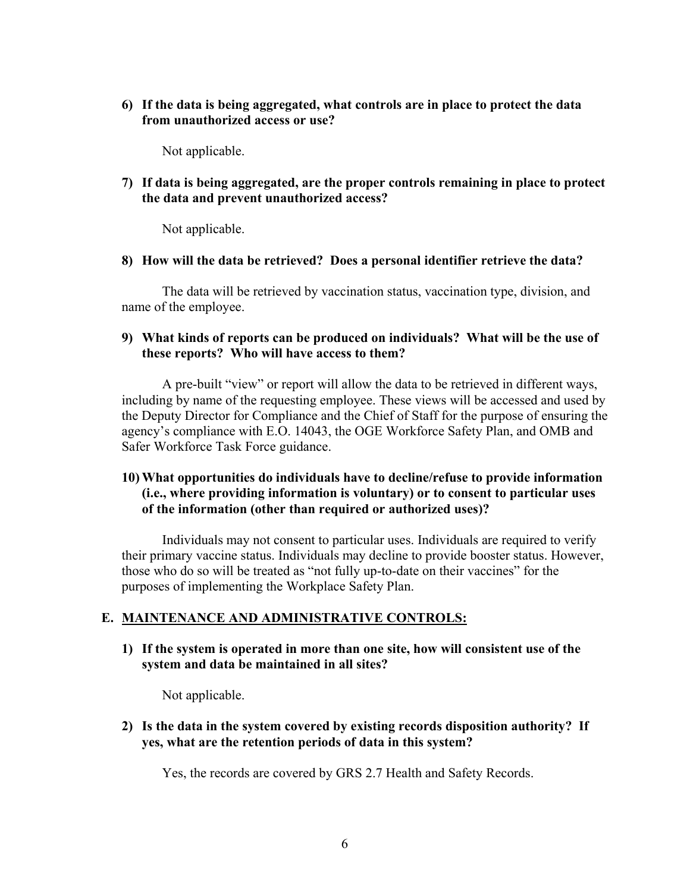**6) If the data is being aggregated, what controls are in place to protect the data from unauthorized access or use?**

Not applicable.

**7) If data is being aggregated, are the proper controls remaining in place to protect the data and prevent unauthorized access?**

Not applicable.

**8) How will the data be retrieved? Does a personal identifier retrieve the data?**

The data will be retrieved by vaccination status, vaccination type, division, and name of the employee.

**9) What kinds of reports can be produced on individuals? What will be the use of these reports? Who will have access to them?**

A pre-built "view" or report will allow the data to be retrieved in different ways, including by name of the requesting employee. These views will be accessed and used by the Deputy Director for Compliance and the Chief of Staff for the purpose of ensuring the agency's compliance with E.O. 14043, the OGE Workforce Safety Plan, and OMB and Safer Workforce Task Force guidance.

**10) What opportunities do individuals have to decline/refuse to provide information (i.e., where providing information is voluntary) or to consent to particular uses of the information (other than required or authorized uses)?**

Individuals may not consent to particular uses. Individuals are required to verify their primary vaccine status. Individuals may decline to provide booster status. However, those who do so will be treated as "not fully up-to-date on their vaccines" for the purposes of implementing the Workplace Safety Plan.

## E. MAINTENANCE AND ADMINISTRATIVE CONTROLS:

**1) If the system is operated in more than one site, how will consistent use of the system and data be maintained in all sites?**

Not applicable.

**2) Is the data in the system covered by existing records disposition authority? If yes, what are the retention periods of data in this system?**

Yes, the records are covered by GRS 2.7 Health and Safety Records.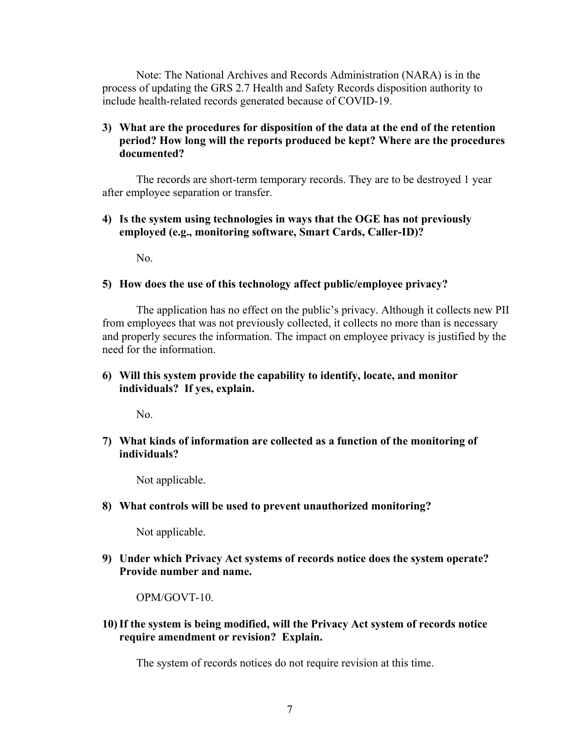Note: The National Archives and Records Administration (NARA) is in the process of updating the GRS 2.7 Health and Safety Records disposition authority to include health-related records generated because of COVID-19.

**3) What are the procedures for disposition of the data at the end of the retention period? How long will the reports produced be kept? Where are the procedures documented?**

The records are short-term temporary records. They are to be destroyed 1 year after employee separation or transfer.

**4) Is the system using technologies in ways that the OGE has not previously employed (e.g., monitoring software, Smart Cards, Caller-ID)?**

No.

**5) How does the use of this technology affect public/employee privacy?**

The application has no effect on the public's privacy. Although it collects new PII from employees that was not previously collected, it collects no more than is necessary and properly secures the information. The impact on employee privacy is justified by the need for the information.

**6) Will this system provide the capability to identify, locate, and monitor individuals? If yes, explain.**

No.

**7) What kinds of information are collected as a function of the monitoring of individuals?**

Not applicable.

**8) What controls will be used to prevent unauthorized monitoring?**

Not applicable.

**9) Under which Privacy Act systems of records notice does the system operate? Provide number and name.**

OPM/GOVT-10.

**10) If the system is being modified, will the Privacy Act system of records notice require amendment or revision? Explain.**

The system of records notices do not require revision at this time.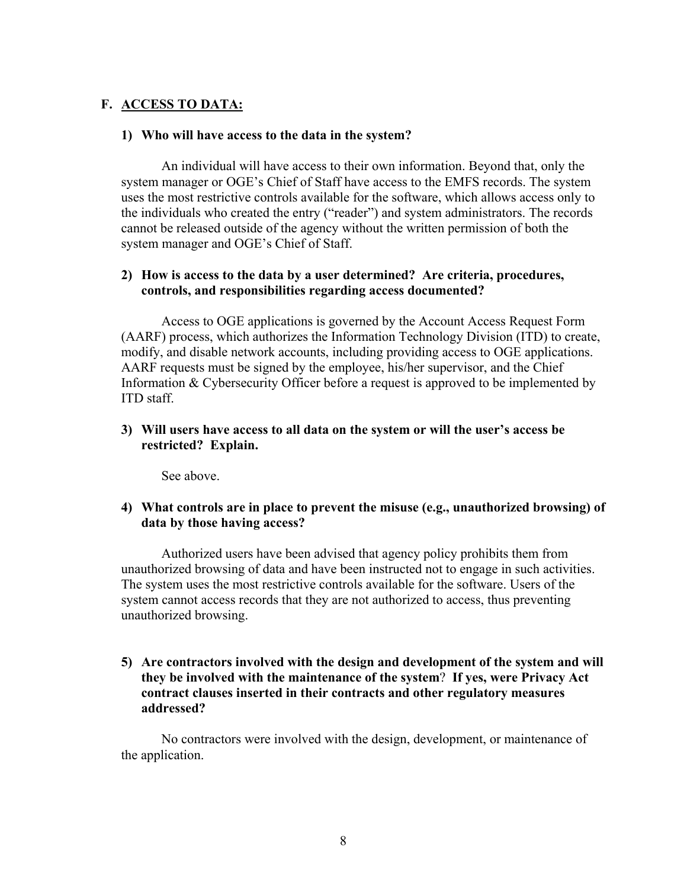## F. ACCESS TO DATA:

**1) Who will have access to the data in the system?**

An individual will have access to their own information. Beyond that, only the system manager or OGE's Chief of Staff have access to the EMFS records. The system uses the most restrictive controls available for the software, which allows access only to the individuals who created the entry ("reader") and system administrators. The records cannot be released outside of the agency without the written permission of both the system manager and OGE's Chief of Staff.

**2) How is access to the data by a user determined? Are criteria, procedures, controls, and responsibilities regarding access documented?**

Access to OGE applications is governed by the Account Access Request Form (AARF) process, which authorizes the Information Technology Division (ITD) to create, modify, and disable network accounts, including providing access to OGE applications. AARF requests must be signed by the employee, his/her supervisor, and the Chief Information & Cybersecurity Officer before a request is approved to be implemented by ITD staff.

**3) Will users have access to all data on the system or will the user's access be restricted? Explain.**

See above.

**4) What controls are in place to prevent the misuse (e.g., unauthorized browsing) of data by those having access?**

Authorized users have been advised that agency policy prohibits them from unauthorized browsing of data and have been instructed not to engage in such activities. The system uses the most restrictive controls available for the software. Users of the system cannot access records that they are not authorized to access, thus preventing unauthorized browsing.

**5) Are contractors involved with the design and development of the system and will they be involved with the maintenance of the system? If yes, were Privacy Act contract clauses inserted in their contracts and other regulatory measures addressed?**

No contractors were involved with the design, development, or maintenance of the application.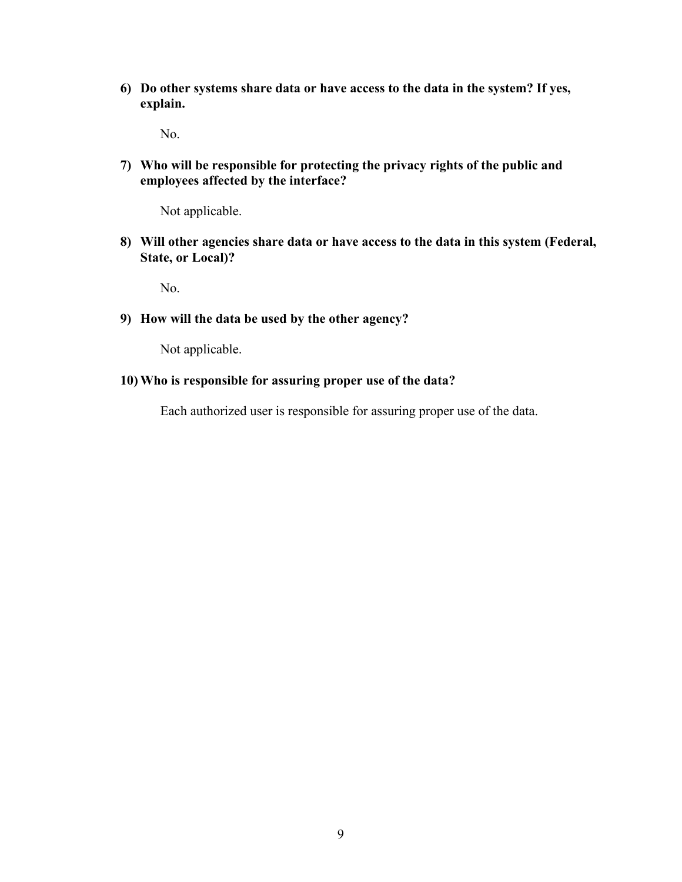6) **Do other systems share data or have access to the data in the system? If yes, explain.**

   No.

7) **Who will be responsible for protecting the privacy rights of the public and employees affected by the interface?**

   Not applicable.

8) **Will other agencies share data or have access to the data in this system (Federal, State, or Local)?**

   No.

9) **How will the data be used by the other agency?**

   Not applicable.

10) **Who is responsible for assuring proper use of the data?**

   Each authorized user is responsible for assuring proper use of the data.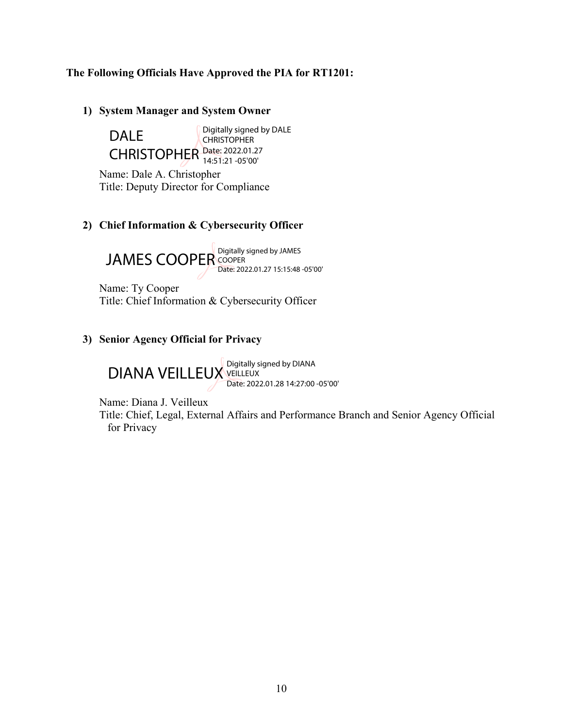**The Following Officials Have Approved the PIA for RT1201:**

1) **System Manager and System Owner**

DALE CHRISTOPHER Digitally signed by DALE CHRISTOPHER Date: 2022.01.27 14:51:21 -05'00'

Name: Dale A. Christopher
Title: Deputy Director for Compliance

2) **Chief Information & Cybersecurity Officer**

JAMES COOPER Digitally signed by JAMES COOPER Date: 2022.01.27 15:15:48 -05'00'

Name: Ty Cooper
Title: Chief Information & Cybersecurity Officer

3) **Senior Agency Official for Privacy**

DIANA VEILLEUX Digitally signed by DIANA VEILLEUX Date: 2022.01.28 14:27:00 -05'00'

Name: Diana J. Veilleux
Title: Chief, Legal, External Affairs and Performance Branch and Senior Agency Official for Privacy